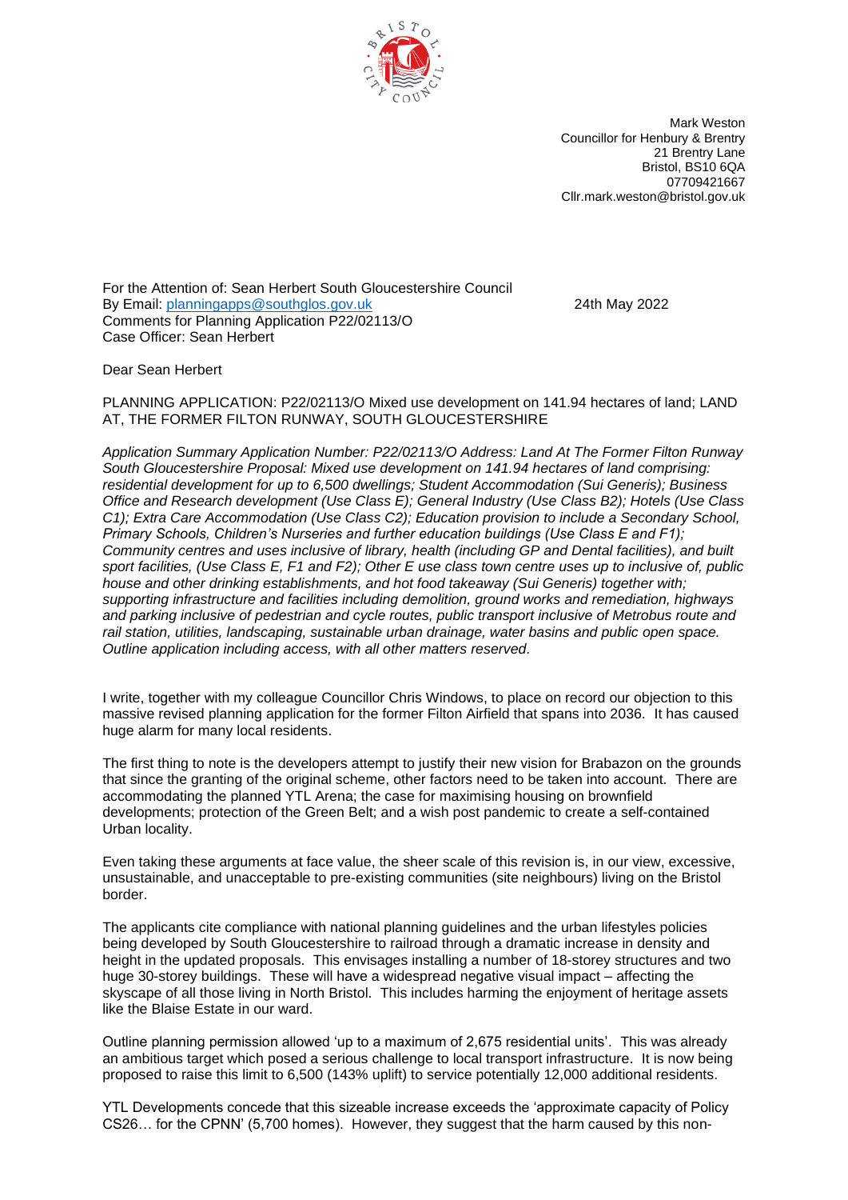Mark Weston
Councillor for Henbury & Brentry
21 Brentry Lane
Bristol, BS10 6QA
07709421667
Cllr.mark.weston@bristol.gov.uk

For the Attention of: Sean Herbert South Gloucestershire Council
By Email: planningapps@southglos.gov.uk
Comments for Planning Application P22/02113/O
Case Officer: Sean Herbert

24th May 2022

Dear Sean Herbert

PLANNING APPLICATION: P22/02113/O Mixed use development on 141.94 hectares of land; LAND AT, THE FORMER FILTON RUNWAY, SOUTH GLOUCESTERSHIRE

*Application Summary Application Number: P22/02113/O Address: Land At The Former Filton Runway South Gloucestershire Proposal: Mixed use development on 141.94 hectares of land comprising: residential development for up to 6,500 dwellings; Student Accommodation (Sui Generis); Business Office and Research development (Use Class E); General Industry (Use Class B2); Hotels (Use Class C1); Extra Care Accommodation (Use Class C2); Education provision to include a Secondary School, Primary Schools, Children's Nurseries and further education buildings (Use Class E and F1); Community centres and uses inclusive of library, health (including GP and Dental facilities), and built sport facilities, (Use Class E, F1 and F2); Other E use class town centre uses up to inclusive of, public house and other drinking establishments, and hot food takeaway (Sui Generis) together with; supporting infrastructure and facilities including demolition, ground works and remediation, highways and parking inclusive of pedestrian and cycle routes, public transport inclusive of Metrobus route and rail station, utilities, landscaping, sustainable urban drainage, water basins and public open space. Outline application including access, with all other matters reserved.*

I write, together with my colleague Councillor Chris Windows, to place on record our objection to this massive revised planning application for the former Filton Airfield that spans into 2036. It has caused huge alarm for many local residents.

The first thing to note is the developers attempt to justify their new vision for Brabazon on the grounds that since the granting of the original scheme, other factors need to be taken into account. There are accommodating the planned YTL Arena; the case for maximising housing on brownfield developments; protection of the Green Belt; and a wish post pandemic to create a self-contained Urban locality.

Even taking these arguments at face value, the sheer scale of this revision is, in our view, excessive, unsustainable, and unacceptable to pre-existing communities (site neighbours) living on the Bristol border.

The applicants cite compliance with national planning guidelines and the urban lifestyles policies being developed by South Gloucestershire to railroad through a dramatic increase in density and height in the updated proposals. This envisages installing a number of 18-storey structures and two huge 30-storey buildings. These will have a widespread negative visual impact – affecting the skyscape of all those living in North Bristol. This includes harming the enjoyment of heritage assets like the Blaise Estate in our ward.

Outline planning permission allowed 'up to a maximum of 2,675 residential units'. This was already an ambitious target which posed a serious challenge to local transport infrastructure. It is now being proposed to raise this limit to 6,500 (143% uplift) to service potentially 12,000 additional residents.

YTL Developments concede that this sizeable increase exceeds the 'approximate capacity of Policy CS26… for the CPNN' (5,700 homes). However, they suggest that the harm caused by this non-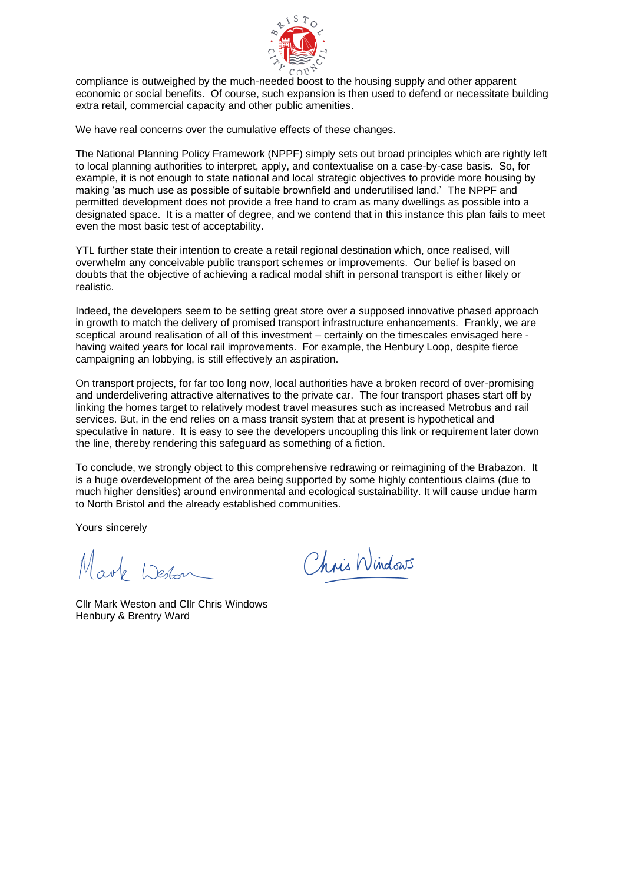compliance is outweighed by the much-needed boost to the housing supply and other apparent economic or social benefits. Of course, such expansion is then used to defend or necessitate building extra retail, commercial capacity and other public amenities.

We have real concerns over the cumulative effects of these changes.

The National Planning Policy Framework (NPPF) simply sets out broad principles which are rightly left to local planning authorities to interpret, apply, and contextualise on a case-by-case basis. So, for example, it is not enough to state national and local strategic objectives to provide more housing by making 'as much use as possible of suitable brownfield and underutilised land.' The NPPF and permitted development does not provide a free hand to cram as many dwellings as possible into a designated space. It is a matter of degree, and we contend that in this instance this plan fails to meet even the most basic test of acceptability.

YTL further state their intention to create a retail regional destination which, once realised, will overwhelm any conceivable public transport schemes or improvements. Our belief is based on doubts that the objective of achieving a radical modal shift in personal transport is either likely or realistic.

Indeed, the developers seem to be setting great store over a supposed innovative phased approach in growth to match the delivery of promised transport infrastructure enhancements. Frankly, we are sceptical around realisation of all of this investment – certainly on the timescales envisaged here - having waited years for local rail improvements. For example, the Henbury Loop, despite fierce campaigning an lobbying, is still effectively an aspiration.

On transport projects, for far too long now, local authorities have a broken record of over-promising and underdelivering attractive alternatives to the private car. The four transport phases start off by linking the homes target to relatively modest travel measures such as increased Metrobus and rail services. But, in the end relies on a mass transit system that at present is hypothetical and speculative in nature. It is easy to see the developers uncoupling this link or requirement later down the line, thereby rendering this safeguard as something of a fiction.

To conclude, we strongly object to this comprehensive redrawing or reimagining of the Brabazon. It is a huge overdevelopment of the area being supported by some highly contentious claims (due to much higher densities) around environmental and ecological sustainability. It will cause undue harm to North Bristol and the already established communities.

Yours sincerely

Mark Weston Chris Windows

Cllr Mark Weston and Cllr Chris Windows
Henbury & Brentry Ward